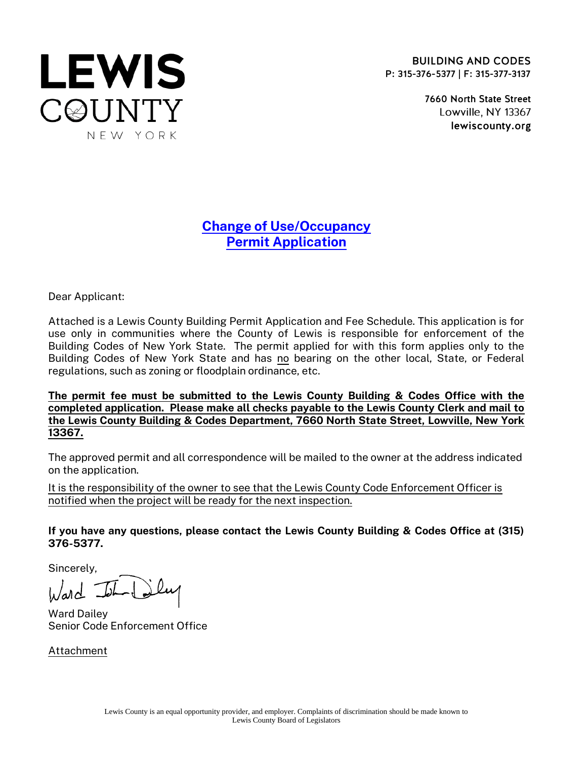**LEWIS COUNTY**
NEW YORK

**BUILDING AND CODES**
**P: 315-376-5377 | F: 315-377-3137**

**7660 North State Street**
Lowville, NY 13367
**lewiscounty.org**

# Change of Use/Occupancy Permit Application

Dear Applicant:

Attached is a Lewis County Building Permit Application and Fee Schedule. This application is for use only in communities where the County of Lewis is responsible for enforcement of the Building Codes of New York State. The permit applied for with this form applies only to the Building Codes of New York State and has no bearing on the other local, State, or Federal regulations, such as zoning or floodplain ordinance, etc.

**The permit fee must be submitted to the Lewis County Building & Codes Office with the completed application. Please make all checks payable to the Lewis County Clerk and mail to the Lewis County Building & Codes Department, 7660 North State Street, Lowville, New York 13367.**

The approved permit and all correspondence will be mailed to the owner at the address indicated on the application.

It is the responsibility of the owner to see that the Lewis County Code Enforcement Officer is notified when the project will be ready for the next inspection.

**If you have any questions, please contact the Lewis County Building & Codes Office at (315) 376-5377.**

Sincerely,

Ward Dailey
Senior Code Enforcement Office

Attachment

Lewis County is an equal opportunity provider, and employer. Complaints of discrimination should be made known to Lewis County Board of Legislators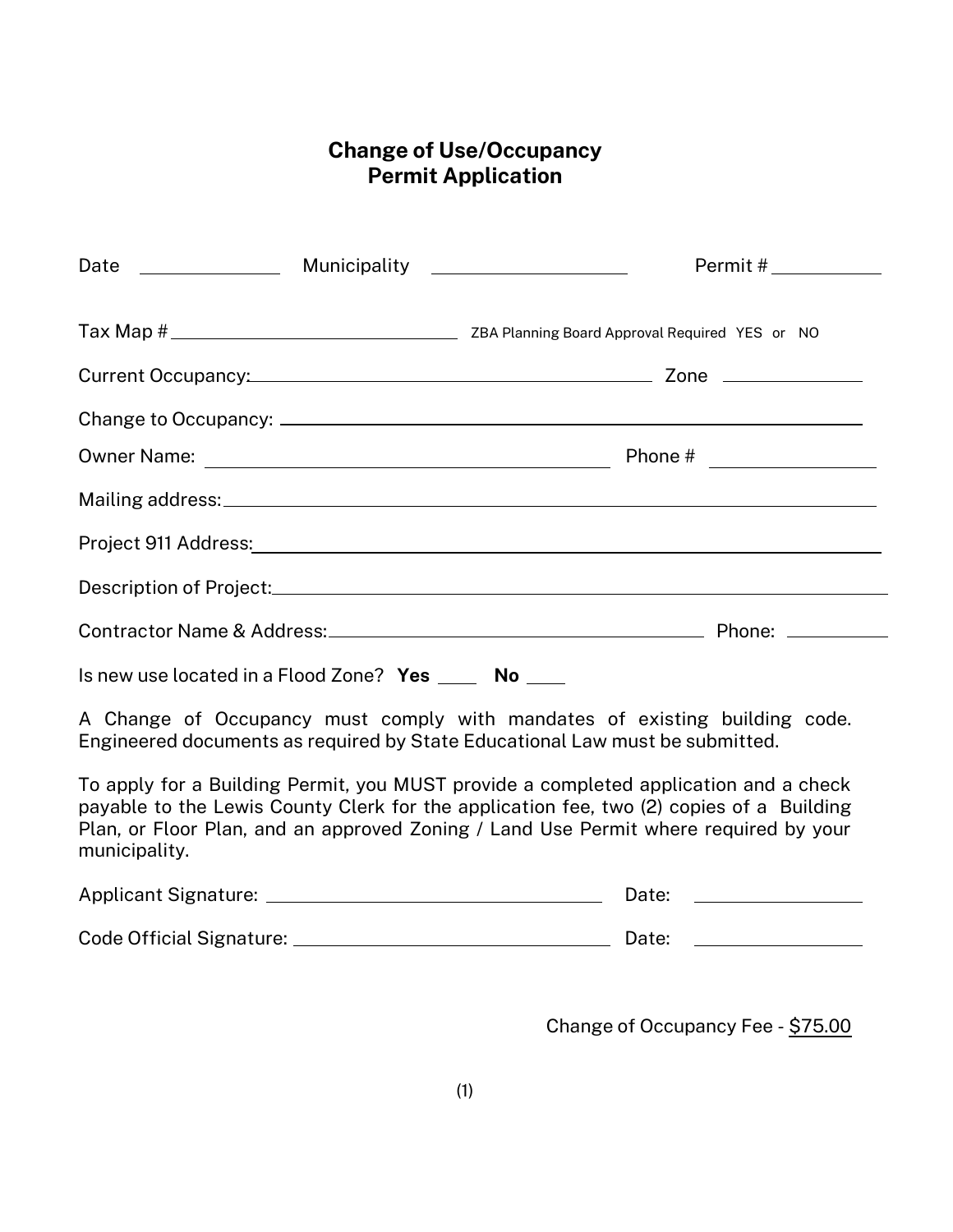# Change of Use/Occupancy
# Permit Application

Date ______________ Municipality ____________________ Permit # ___________

Tax Map # ______________________________ ZBA Planning Board Approval Required YES or NO

Current Occupancy: ____________________________________________ Zone ______________

Change to Occupancy: ____________________________________________________________

Owner Name: ____________________________________________ Phone # ________________

Mailing address: _________________________________________________________________

Project 911 Address: ______________________________________________________________

Description of Project: _____________________________________________________________

Contractor Name & Address: ______________________________________ Phone: __________

Is new use located in a Flood Zone? **Yes** ____ **No** ____

A Change of Occupancy must comply with mandates of existing building code. Engineered documents as required by State Educational Law must be submitted.

To apply for a Building Permit, you MUST provide a completed application and a check payable to the Lewis County Clerk for the application fee, two (2) copies of a Building Plan, or Floor Plan, and an approved Zoning / Land Use Permit where required by your municipality.

Applicant Signature: ______________________________________ Date: ________________

Code Official Signature: ___________________________________ Date: ________________

Change of Occupancy Fee - $75.00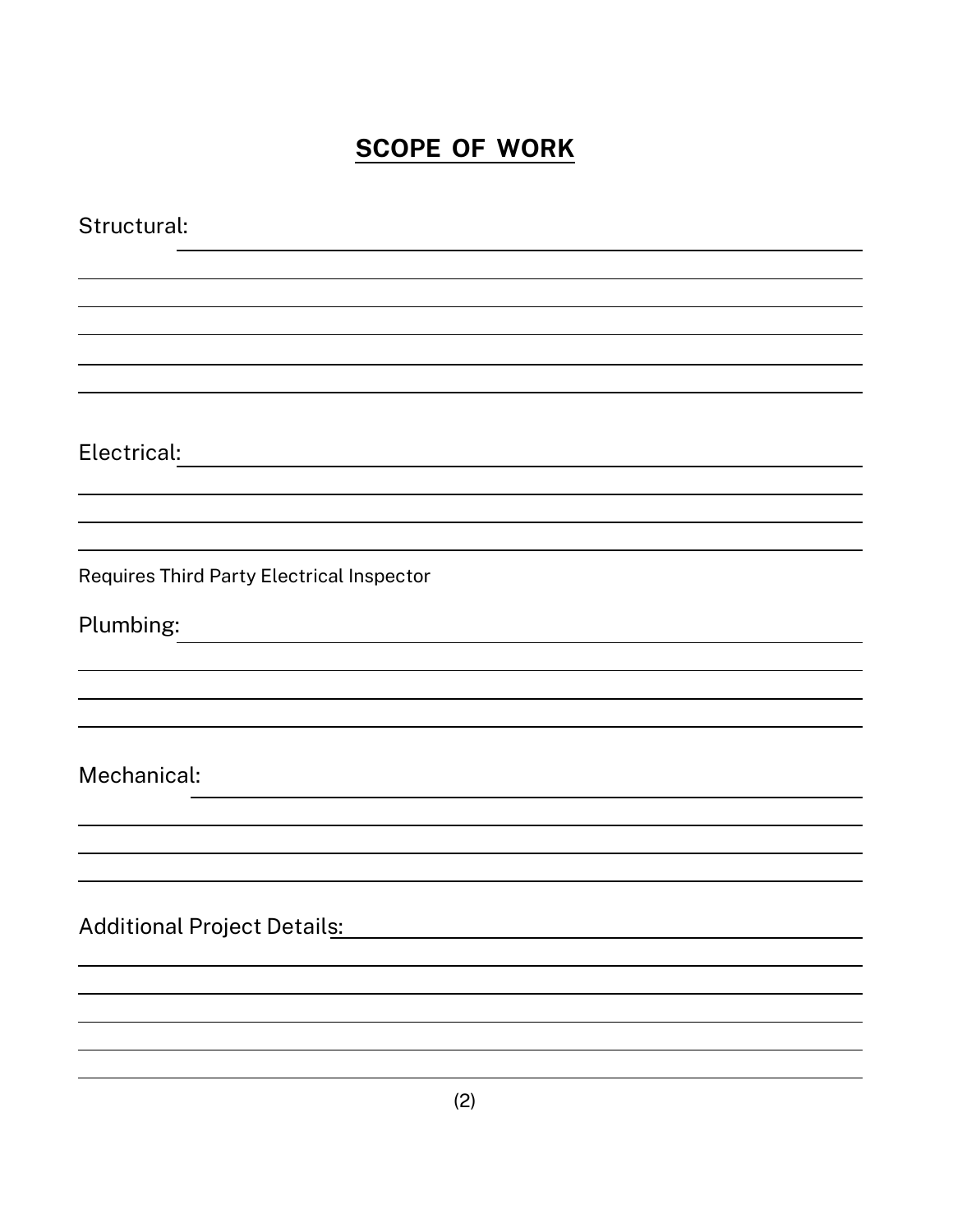## **SCOPE OF WORK**

Structural: ______________________________________________

___________________________________________________________

___________________________________________________________

___________________________________________________________

___________________________________________________________

___________________________________________________________

Electrical: ______________________________________________

___________________________________________________________

___________________________________________________________

___________________________________________________________

Requires Third Party Electrical Inspector

Plumbing: ______________________________________________

___________________________________________________________

___________________________________________________________

___________________________________________________________

Mechanical: ______________________________________________

___________________________________________________________

___________________________________________________________

___________________________________________________________

Additional Project Details: ________________________________

___________________________________________________________

___________________________________________________________

___________________________________________________________

___________________________________________________________

___________________________________________________________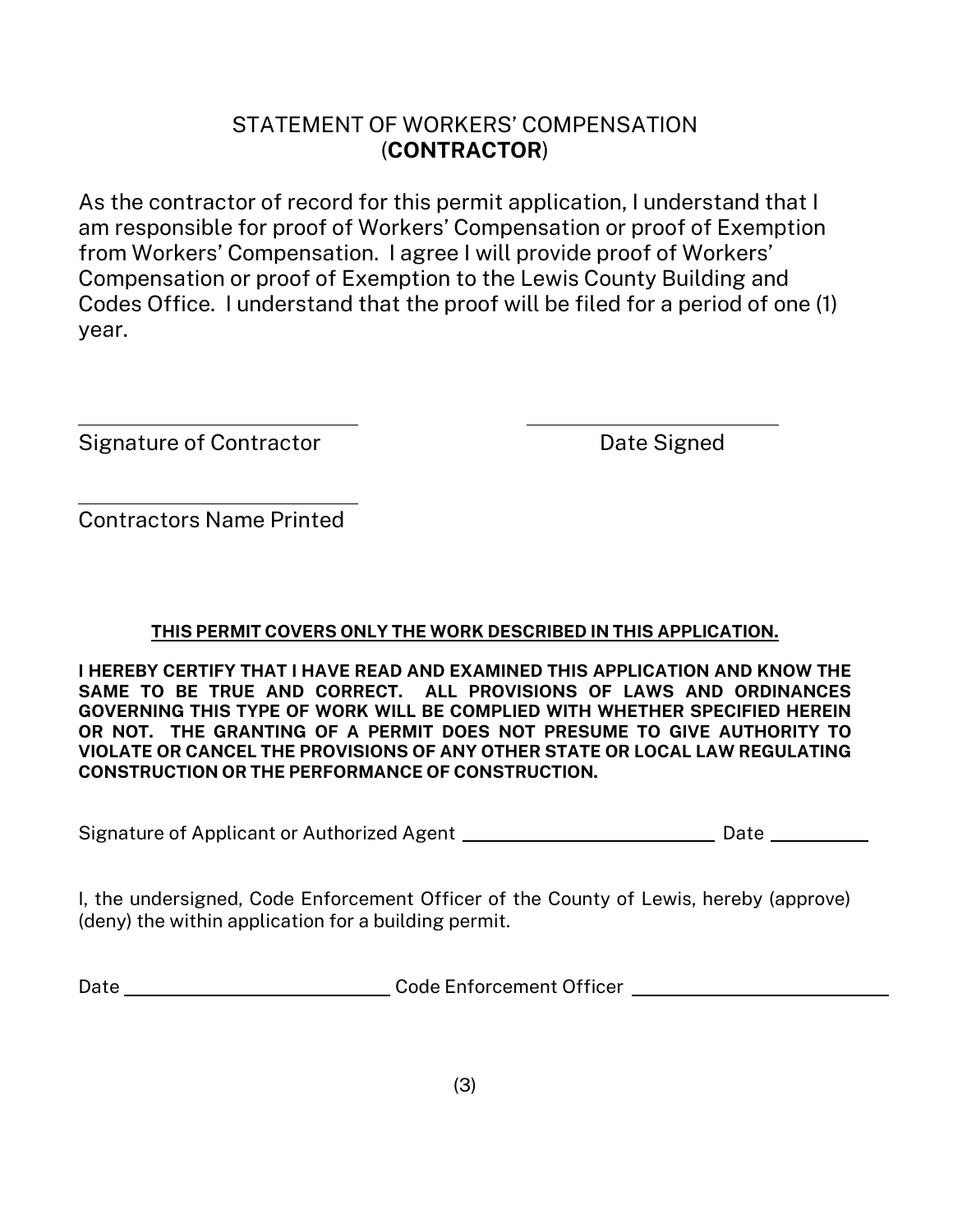## STATEMENT OF WORKERS' COMPENSATION (**CONTRACTOR**)

As the contractor of record for this permit application, I understand that I am responsible for proof of Workers' Compensation or proof of Exemption from Workers' Compensation. I agree I will provide proof of Workers' Compensation or proof of Exemption to the Lewis County Building and Codes Office. I understand that the proof will be filed for a period of one (1) year.

____________________________ ____________________________

Signature of Contractor Date Signed

____________________________

Contractors Name Printed

**THIS PERMIT COVERS ONLY THE WORK DESCRIBED IN THIS APPLICATION.**

**I HEREBY CERTIFY THAT I HAVE READ AND EXAMINED THIS APPLICATION AND KNOW THE SAME TO BE TRUE AND CORRECT. ALL PROVISIONS OF LAWS AND ORDINANCES GOVERNING THIS TYPE OF WORK WILL BE COMPLIED WITH WHETHER SPECIFIED HEREIN OR NOT. THE GRANTING OF A PERMIT DOES NOT PRESUME TO GIVE AUTHORITY TO VIOLATE OR CANCEL THE PROVISIONS OF ANY OTHER STATE OR LOCAL LAW REGULATING CONSTRUCTION OR THE PERFORMANCE OF CONSTRUCTION.**

Signature of Applicant or Authorized Agent ____________________________ Date ____________

I, the undersigned, Code Enforcement Officer of the County of Lewis, hereby (approve) (deny) the within application for a building permit.

Date ____________________________ Code Enforcement Officer ____________________________